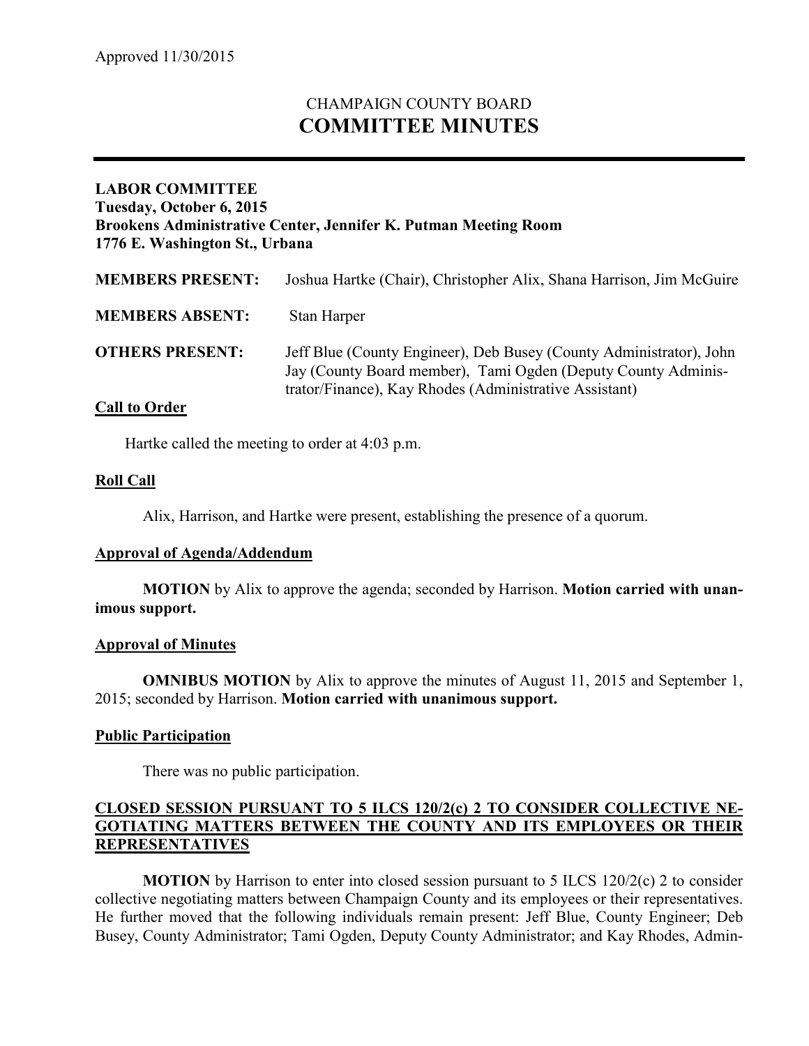Approved 11/30/2015

# CHAMPAIGN COUNTY BOARD
# COMMITTEE MINUTES

---

**LABOR COMMITTEE**
**Tuesday, October 6, 2015**
**Brookens Administrative Center, Jennifer K. Putman Meeting Room**
**1776 E. Washington St., Urbana**

| | |
|---|---|
| **MEMBERS PRESENT:** | Joshua Hartke (Chair), Christopher Alix, Shana Harrison, Jim McGuire |
| **MEMBERS ABSENT:** | Stan Harper |
| **OTHERS PRESENT:** | Jeff Blue (County Engineer), Deb Busey (County Administrator), John Jay (County Board member), Tami Ogden (Deputy County Administrator/Finance), Kay Rhodes (Administrative Assistant) |

**Call to Order**

Hartke called the meeting to order at 4:03 p.m.

**Roll Call**

Alix, Harrison, and Hartke were present, establishing the presence of a quorum.

**Approval of Agenda/Addendum**

**MOTION** by Alix to approve the agenda; seconded by Harrison. **Motion carried with unanimous support.**

**Approval of Minutes**

**OMNIBUS MOTION** by Alix to approve the minutes of August 11, 2015 and September 1, 2015; seconded by Harrison. **Motion carried with unanimous support.**

**Public Participation**

There was no public participation.

**CLOSED SESSION PURSUANT TO 5 ILCS 120/2(c) 2 TO CONSIDER COLLECTIVE NEGOTIATING MATTERS BETWEEN THE COUNTY AND ITS EMPLOYEES OR THEIR REPRESENTATIVES**

**MOTION** by Harrison to enter into closed session pursuant to 5 ILCS 120/2(c) 2 to consider collective negotiating matters between Champaign County and its employees or their representatives. He further moved that the following individuals remain present: Jeff Blue, County Engineer; Deb Busey, County Administrator; Tami Ogden, Deputy County Administrator; and Kay Rhodes, Admin-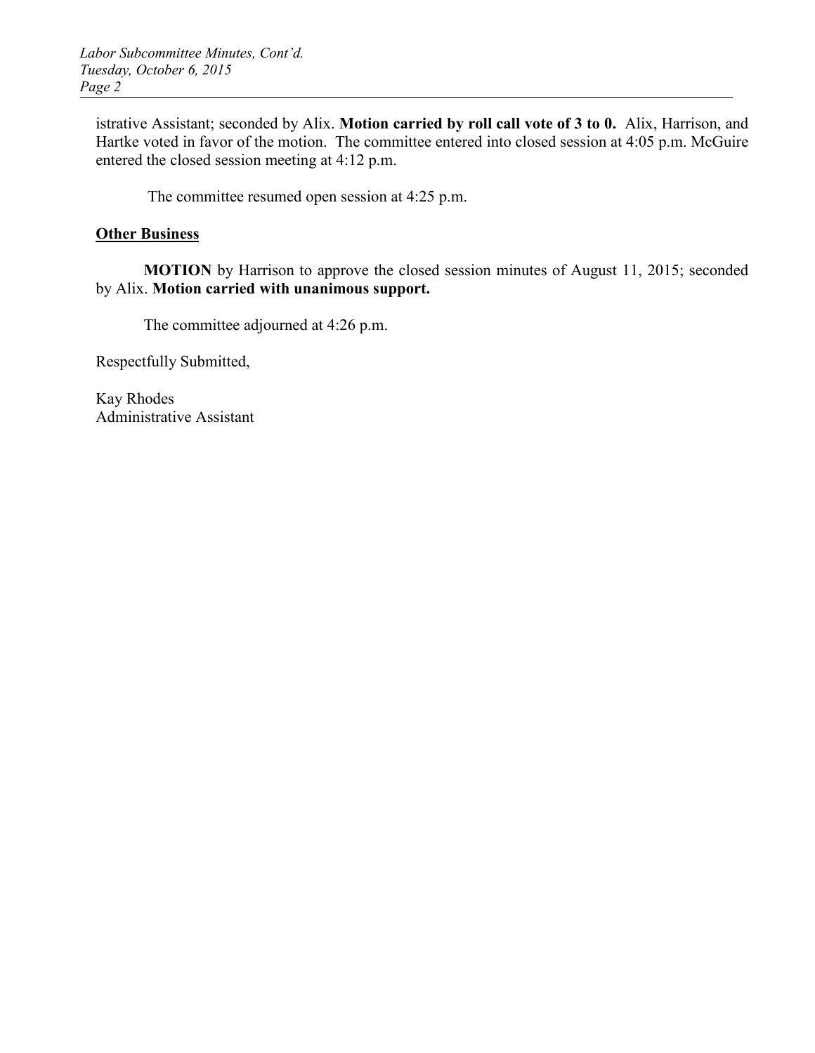istrative Assistant; seconded by Alix. **Motion carried by roll call vote of 3 to 0.** Alix, Harrison, and Hartke voted in favor of the motion. The committee entered into closed session at 4:05 p.m. McGuire entered the closed session meeting at 4:12 p.m.

The committee resumed open session at 4:25 p.m.

**Other Business**

**MOTION** by Harrison to approve the closed session minutes of August 11, 2015; seconded by Alix. **Motion carried with unanimous support.**

The committee adjourned at 4:26 p.m.

Respectfully Submitted,

Kay Rhodes
Administrative Assistant